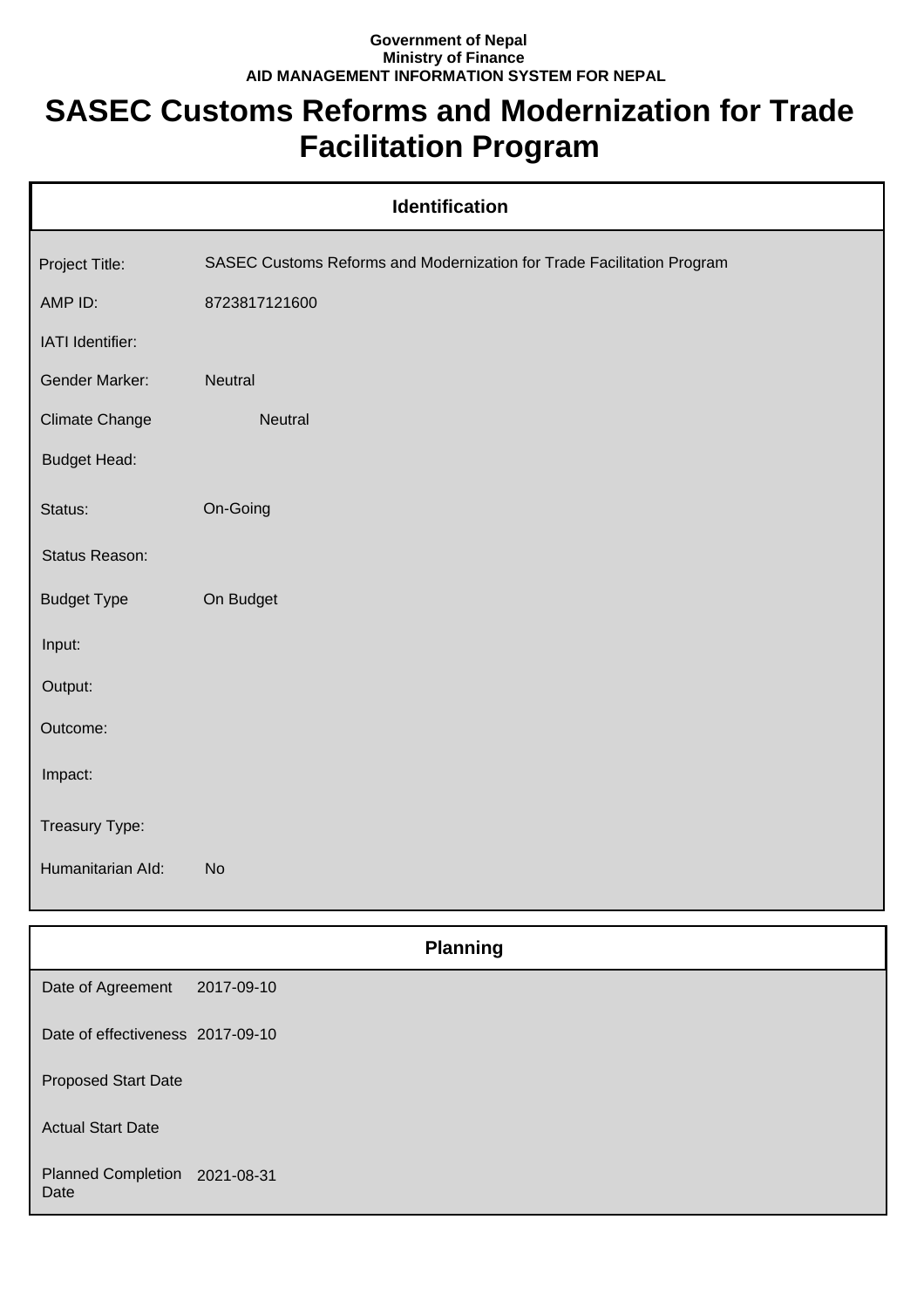**Government of Nepal**
**Ministry of Finance**
**AID MANAGEMENT INFORMATION SYSTEM FOR NEPAL**

# SASEC Customs Reforms and Modernization for Trade Facilitation Program

| Identification | |
|---|---|
| Project Title: | SASEC Customs Reforms and Modernization for Trade Facilitation Program |
| AMP ID: | 8723817121600 |
| IATI Identifier: | |
| Gender Marker: | Neutral |
| Climate Change | Neutral |
| Budget Head: | |
| Status: | On-Going |
| Status Reason: | |
| Budget Type | On Budget |
| Input: | |
| Output: | |
| Outcome: | |
| Impact: | |
| Treasury Type: | |
| Humanitarian AId: | No |

| Planning | |
|---|---|
| Date of Agreement | 2017-09-10 |
| Date of effectiveness | 2017-09-10 |
| Proposed Start Date | |
| Actual Start Date | |
| Planned Completion Date | 2021-08-31 |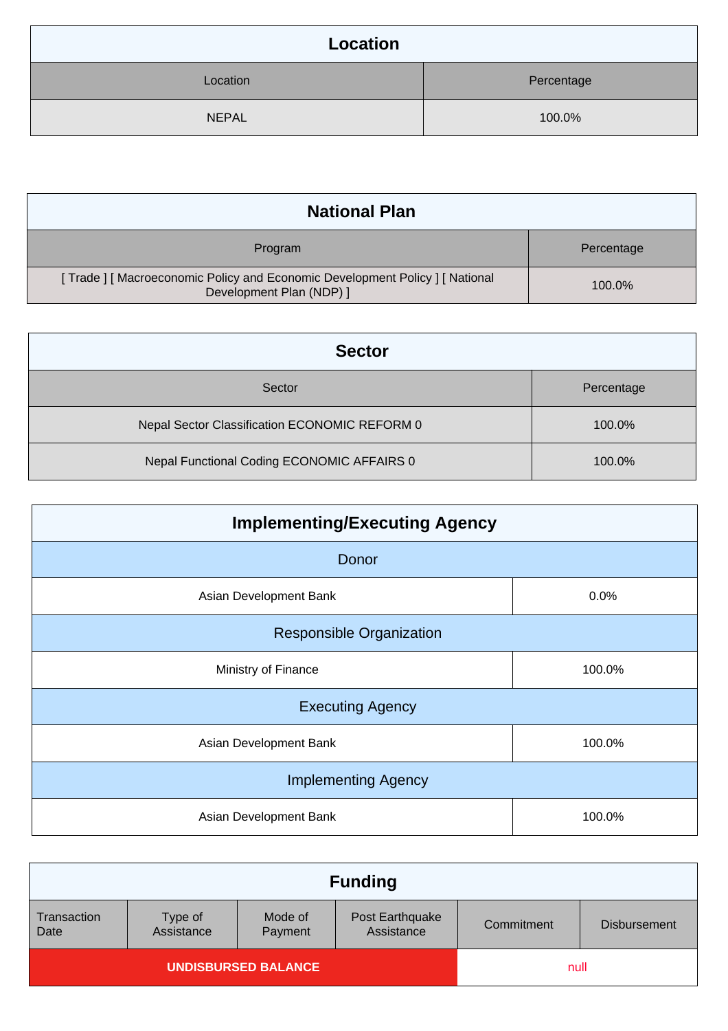## Location

| Location | Percentage |
|---|---|
| NEPAL | 100.0% |

## National Plan

| Program | Percentage |
|---|---|
| [ Trade ] [ Macroeconomic Policy and Economic Development Policy ] [ National Development Plan (NDP) ] | 100.0% |

## Sector

| Sector | Percentage |
|---|---|
| Nepal Sector Classification ECONOMIC REFORM 0 | 100.0% |
| Nepal Functional Coding ECONOMIC AFFAIRS 0 | 100.0% |

## Implementing/Executing Agency

| Donor | |
|---|---|
| Asian Development Bank | 0.0% |
| **Responsible Organization** | |
| Ministry of Finance | 100.0% |
| **Executing Agency** | |
| Asian Development Bank | 100.0% |
| **Implementing Agency** | |
| Asian Development Bank | 100.0% |

## Funding

| Transaction Date | Type of Assistance | Mode of Payment | Post Earthquake Assistance | Commitment | Disbursement |
|---|---|---|---|---|---|
| **UNDISBURSED BALANCE** | | | | null | |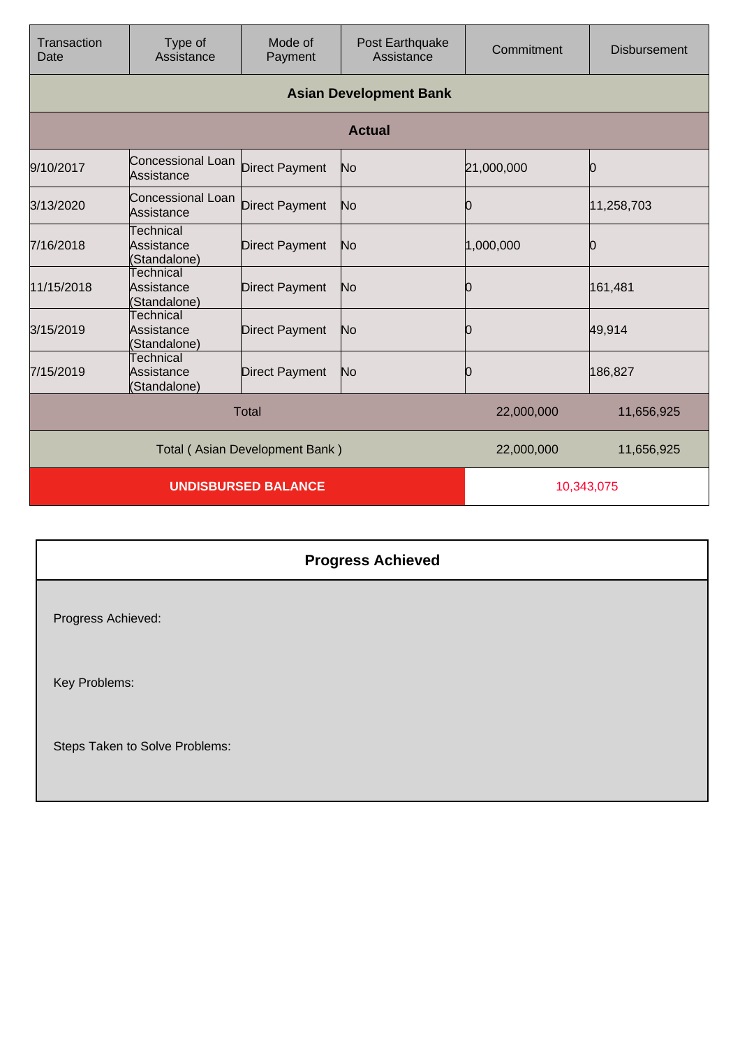| Transaction Date | Type of Assistance | Mode of Payment | Post Earthquake Assistance | Commitment | Disbursement |
|---|---|---|---|---|---|
| **Asian Development Bank** | | | | | |
| **Actual** | | | | | |
| 9/10/2017 | Concessional Loan Assistance | Direct Payment | No | 21,000,000 | 0 |
| 3/13/2020 | Concessional Loan Assistance | Direct Payment | No | 0 | 11,258,703 |
| 7/16/2018 | Technical Assistance (Standalone) | Direct Payment | No | 1,000,000 | 0 |
| 11/15/2018 | Technical Assistance (Standalone) | Direct Payment | No | 0 | 161,481 |
| 3/15/2019 | Technical Assistance (Standalone) | Direct Payment | No | 0 | 49,914 |
| 7/15/2019 | Technical Assistance (Standalone) | Direct Payment | No | 0 | 186,827 |
| Total | | | | 22,000,000 | 11,656,925 |
| Total ( Asian Development Bank ) | | | | 22,000,000 | 11,656,925 |
| **UNDISBURSED BALANCE** | | | | 10,343,075 | |

## Progress Achieved

Progress Achieved:

Key Problems:

Steps Taken to Solve Problems: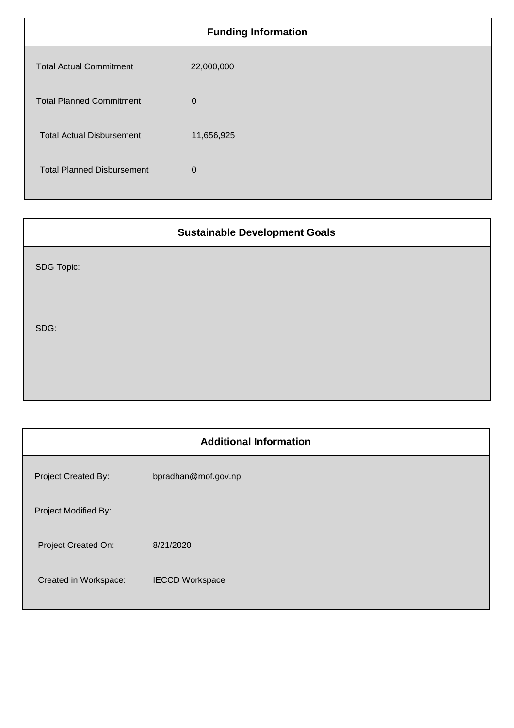## Funding Information

| | |
|---|---|
| Total Actual Commitment | 22,000,000 |
| Total Planned Commitment | 0 |
| Total Actual Disbursement | 11,656,925 |
| Total Planned Disbursement | 0 |

## Sustainable Development Goals

SDG Topic:

SDG:

## Additional Information

| | |
|---|---|
| Project Created By: | bpradhan@mof.gov.np |
| Project Modified By: | |
| Project Created On: | 8/21/2020 |
| Created in Workspace: | IECCD Workspace |